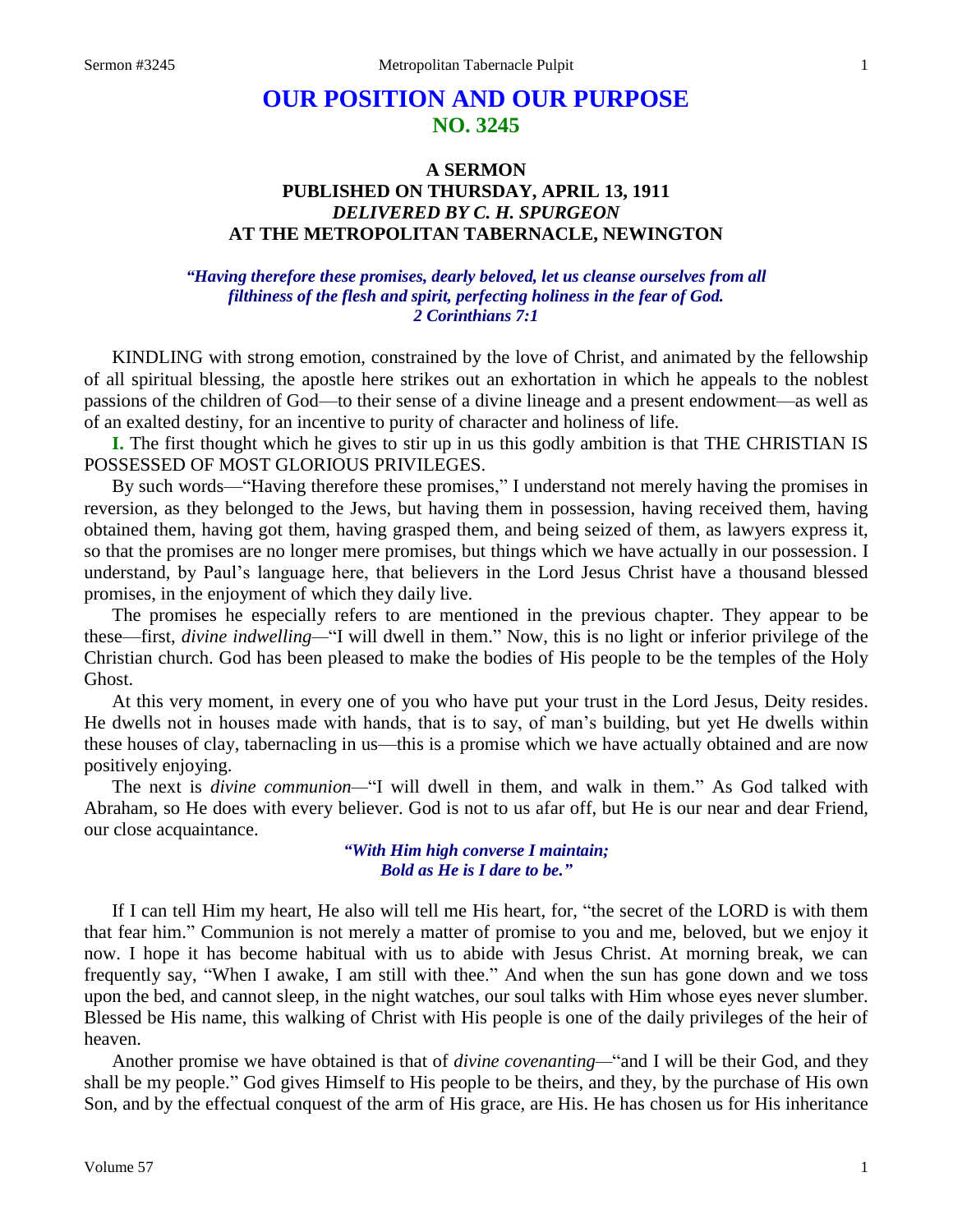# OUR POSITION AND OUR PURPOSE
## NO. 3245

### A SERMON
### PUBLISHED ON THURSDAY, APRIL 13, 1911
### *DELIVERED BY C. H. SPURGEON*
### AT THE METROPOLITAN TABERNACLE, NEWINGTON

*"Having therefore these promises, dearly beloved, let us cleanse ourselves from all filthiness of the flesh and spirit, perfecting holiness in the fear of God.*
*2 Corinthians 7:1*

KINDLING with strong emotion, constrained by the love of Christ, and animated by the fellowship of all spiritual blessing, the apostle here strikes out an exhortation in which he appeals to the noblest passions of the children of God—to their sense of a divine lineage and a present endowment—as well as of an exalted destiny, for an incentive to purity of character and holiness of life.

**I.** The first thought which he gives to stir up in us this godly ambition is that THE CHRISTIAN IS POSSESSED OF MOST GLORIOUS PRIVILEGES.

By such words—"Having therefore these promises," I understand not merely having the promises in reversion, as they belonged to the Jews, but having them in possession, having received them, having obtained them, having got them, having grasped them, and being seized of them, as lawyers express it, so that the promises are no longer mere promises, but things which we have actually in our possession. I understand, by Paul's language here, that believers in the Lord Jesus Christ have a thousand blessed promises, in the enjoyment of which they daily live.

The promises he especially refers to are mentioned in the previous chapter. They appear to be these—first, *divine indwelling*—"I will dwell in them." Now, this is no light or inferior privilege of the Christian church. God has been pleased to make the bodies of His people to be the temples of the Holy Ghost.

At this very moment, in every one of you who have put your trust in the Lord Jesus, Deity resides. He dwells not in houses made with hands, that is to say, of man's building, but yet He dwells within these houses of clay, tabernacling in us—this is a promise which we have actually obtained and are now positively enjoying.

The next is *divine communion*—"I will dwell in them, and walk in them." As God talked with Abraham, so He does with every believer. God is not to us afar off, but He is our near and dear Friend, our close acquaintance.

*"With Him high converse I maintain;*
*Bold as He is I dare to be."*

If I can tell Him my heart, He also will tell me His heart, for, "the secret of the LORD is with them that fear him." Communion is not merely a matter of promise to you and me, beloved, but we enjoy it now. I hope it has become habitual with us to abide with Jesus Christ. At morning break, we can frequently say, "When I awake, I am still with thee." And when the sun has gone down and we toss upon the bed, and cannot sleep, in the night watches, our soul talks with Him whose eyes never slumber. Blessed be His name, this walking of Christ with His people is one of the daily privileges of the heir of heaven.

Another promise we have obtained is that of *divine covenanting*—"and I will be their God, and they shall be my people." God gives Himself to His people to be theirs, and they, by the purchase of His own Son, and by the effectual conquest of the arm of His grace, are His. He has chosen us for His inheritance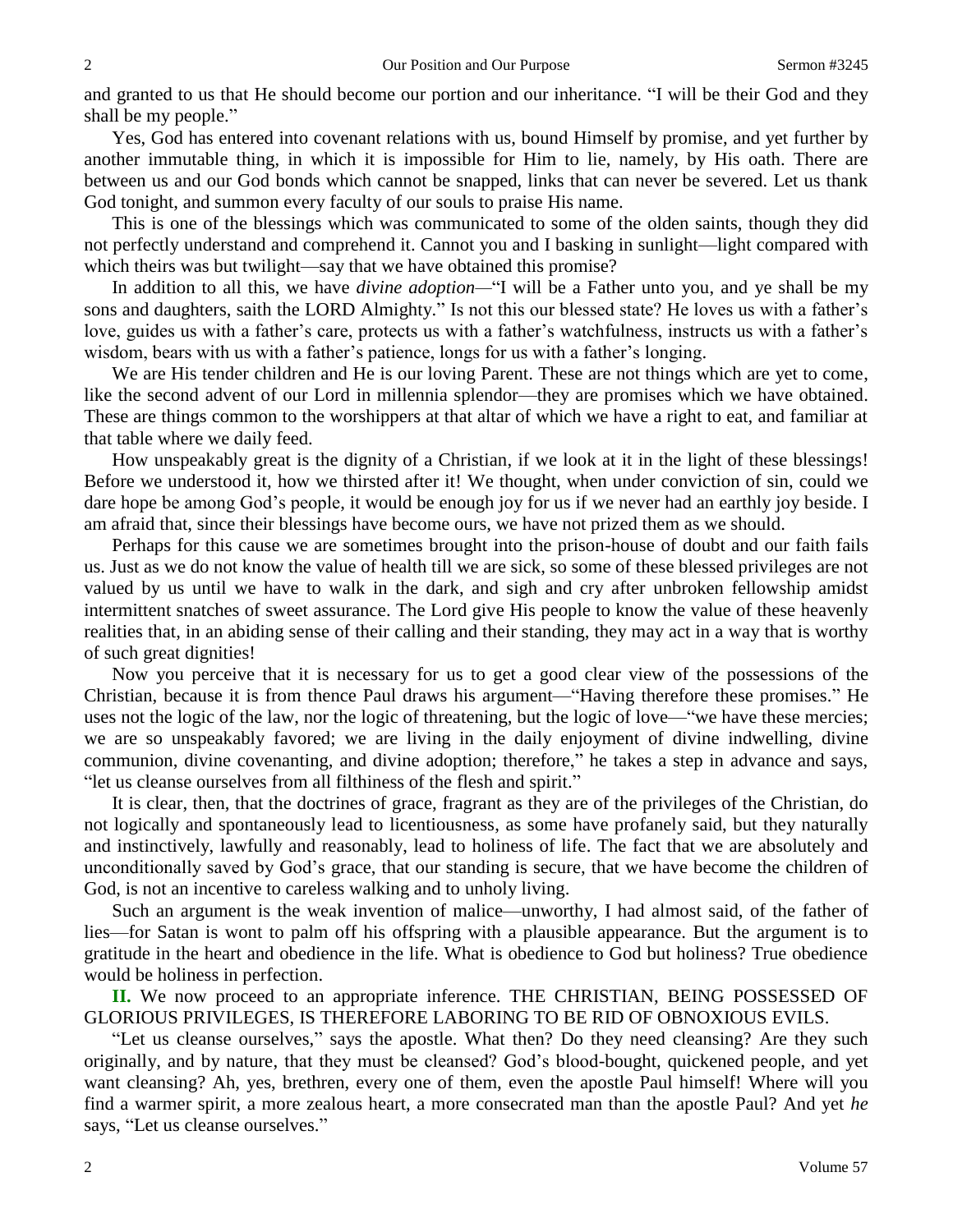and granted to us that He should become our portion and our inheritance. "I will be their God and they shall be my people."

Yes, God has entered into covenant relations with us, bound Himself by promise, and yet further by another immutable thing, in which it is impossible for Him to lie, namely, by His oath. There are between us and our God bonds which cannot be snapped, links that can never be severed. Let us thank God tonight, and summon every faculty of our souls to praise His name.

This is one of the blessings which was communicated to some of the olden saints, though they did not perfectly understand and comprehend it. Cannot you and I basking in sunlight—light compared with which theirs was but twilight—say that we have obtained this promise?

In addition to all this, we have *divine adoption*—"I will be a Father unto you, and ye shall be my sons and daughters, saith the LORD Almighty." Is not this our blessed state? He loves us with a father's love, guides us with a father's care, protects us with a father's watchfulness, instructs us with a father's wisdom, bears with us with a father's patience, longs for us with a father's longing.

We are His tender children and He is our loving Parent. These are not things which are yet to come, like the second advent of our Lord in millennia splendor—they are promises which we have obtained. These are things common to the worshippers at that altar of which we have a right to eat, and familiar at that table where we daily feed.

How unspeakably great is the dignity of a Christian, if we look at it in the light of these blessings! Before we understood it, how we thirsted after it! We thought, when under conviction of sin, could we dare hope be among God's people, it would be enough joy for us if we never had an earthly joy beside. I am afraid that, since their blessings have become ours, we have not prized them as we should.

Perhaps for this cause we are sometimes brought into the prison-house of doubt and our faith fails us. Just as we do not know the value of health till we are sick, so some of these blessed privileges are not valued by us until we have to walk in the dark, and sigh and cry after unbroken fellowship amidst intermittent snatches of sweet assurance. The Lord give His people to know the value of these heavenly realities that, in an abiding sense of their calling and their standing, they may act in a way that is worthy of such great dignities!

Now you perceive that it is necessary for us to get a good clear view of the possessions of the Christian, because it is from thence Paul draws his argument—"Having therefore these promises." He uses not the logic of the law, nor the logic of threatening, but the logic of love—"we have these mercies; we are so unspeakably favored; we are living in the daily enjoyment of divine indwelling, divine communion, divine covenanting, and divine adoption; therefore," he takes a step in advance and says, "let us cleanse ourselves from all filthiness of the flesh and spirit."

It is clear, then, that the doctrines of grace, fragrant as they are of the privileges of the Christian, do not logically and spontaneously lead to licentiousness, as some have profanely said, but they naturally and instinctively, lawfully and reasonably, lead to holiness of life. The fact that we are absolutely and unconditionally saved by God's grace, that our standing is secure, that we have become the children of God, is not an incentive to careless walking and to unholy living.

Such an argument is the weak invention of malice—unworthy, I had almost said, of the father of lies—for Satan is wont to palm off his offspring with a plausible appearance. But the argument is to gratitude in the heart and obedience in the life. What is obedience to God but holiness? True obedience would be holiness in perfection.

**II.** We now proceed to an appropriate inference. THE CHRISTIAN, BEING POSSESSED OF GLORIOUS PRIVILEGES, IS THEREFORE LABORING TO BE RID OF OBNOXIOUS EVILS.

"Let us cleanse ourselves," says the apostle. What then? Do they need cleansing? Are they such originally, and by nature, that they must be cleansed? God's blood-bought, quickened people, and yet want cleansing? Ah, yes, brethren, every one of them, even the apostle Paul himself! Where will you find a warmer spirit, a more zealous heart, a more consecrated man than the apostle Paul? And yet *he* says, "Let us cleanse ourselves."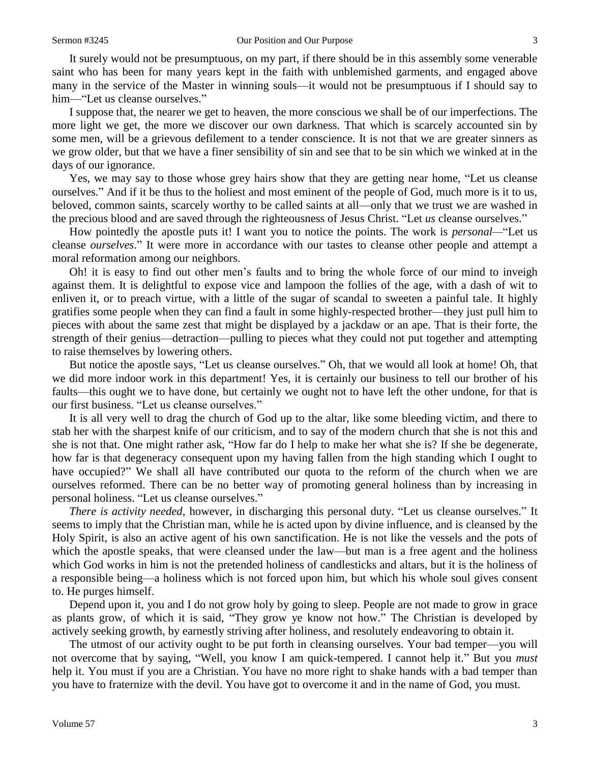It surely would not be presumptuous, on my part, if there should be in this assembly some venerable saint who has been for many years kept in the faith with unblemished garments, and engaged above many in the service of the Master in winning souls—it would not be presumptuous if I should say to him—"Let us cleanse ourselves."

I suppose that, the nearer we get to heaven, the more conscious we shall be of our imperfections. The more light we get, the more we discover our own darkness. That which is scarcely accounted sin by some men, will be a grievous defilement to a tender conscience. It is not that we are greater sinners as we grow older, but that we have a finer sensibility of sin and see that to be sin which we winked at in the days of our ignorance.

Yes, we may say to those whose grey hairs show that they are getting near home, "Let us cleanse ourselves." And if it be thus to the holiest and most eminent of the people of God, much more is it to us, beloved, common saints, scarcely worthy to be called saints at all—only that we trust we are washed in the precious blood and are saved through the righteousness of Jesus Christ. "Let *us* cleanse ourselves."

How pointedly the apostle puts it! I want you to notice the points. The work is *personal*—"Let us cleanse *ourselves*." It were more in accordance with our tastes to cleanse other people and attempt a moral reformation among our neighbors.

Oh! it is easy to find out other men's faults and to bring the whole force of our mind to inveigh against them. It is delightful to expose vice and lampoon the follies of the age, with a dash of wit to enliven it, or to preach virtue, with a little of the sugar of scandal to sweeten a painful tale. It highly gratifies some people when they can find a fault in some highly-respected brother—they just pull him to pieces with about the same zest that might be displayed by a jackdaw or an ape. That is their forte, the strength of their genius—detraction—pulling to pieces what they could not put together and attempting to raise themselves by lowering others.

But notice the apostle says, "Let us cleanse ourselves." Oh, that we would all look at home! Oh, that we did more indoor work in this department! Yes, it is certainly our business to tell our brother of his faults—this ought we to have done, but certainly we ought not to have left the other undone, for that is our first business. "Let us cleanse ourselves."

It is all very well to drag the church of God up to the altar, like some bleeding victim, and there to stab her with the sharpest knife of our criticism, and to say of the modern church that she is not this and she is not that. One might rather ask, "How far do I help to make her what she is? If she be degenerate, how far is that degeneracy consequent upon my having fallen from the high standing which I ought to have occupied?" We shall all have contributed our quota to the reform of the church when we are ourselves reformed. There can be no better way of promoting general holiness than by increasing in personal holiness. "Let us cleanse ourselves."

*There is activity needed*, however, in discharging this personal duty. "Let us cleanse ourselves." It seems to imply that the Christian man, while he is acted upon by divine influence, and is cleansed by the Holy Spirit, is also an active agent of his own sanctification. He is not like the vessels and the pots of which the apostle speaks, that were cleansed under the law—but man is a free agent and the holiness which God works in him is not the pretended holiness of candlesticks and altars, but it is the holiness of a responsible being—a holiness which is not forced upon him, but which his whole soul gives consent to. He purges himself.

Depend upon it, you and I do not grow holy by going to sleep. People are not made to grow in grace as plants grow, of which it is said, "They grow ye know not how." The Christian is developed by actively seeking growth, by earnestly striving after holiness, and resolutely endeavoring to obtain it.

The utmost of our activity ought to be put forth in cleansing ourselves. Your bad temper—you will not overcome that by saying, "Well, you know I am quick-tempered. I cannot help it." But you *must* help it. You must if you are a Christian. You have no more right to shake hands with a bad temper than you have to fraternize with the devil. You have got to overcome it and in the name of God, you must.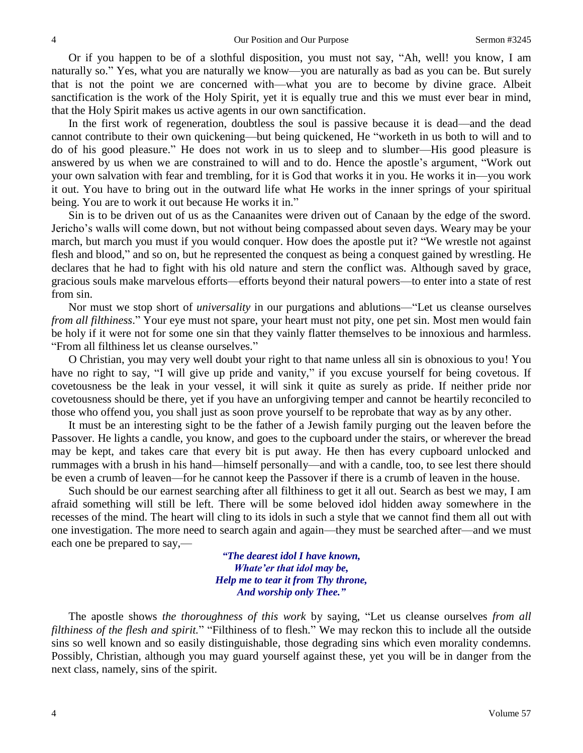Or if you happen to be of a slothful disposition, you must not say, "Ah, well! you know, I am naturally so." Yes, what you are naturally we know—you are naturally as bad as you can be. But surely that is not the point we are concerned with—what you are to become by divine grace. Albeit sanctification is the work of the Holy Spirit, yet it is equally true and this we must ever bear in mind, that the Holy Spirit makes us active agents in our own sanctification.

In the first work of regeneration, doubtless the soul is passive because it is dead—and the dead cannot contribute to their own quickening—but being quickened, He "worketh in us both to will and to do of his good pleasure." He does not work in us to sleep and to slumber—His good pleasure is answered by us when we are constrained to will and to do. Hence the apostle's argument, "Work out your own salvation with fear and trembling, for it is God that works it in you. He works it in—you work it out. You have to bring out in the outward life what He works in the inner springs of your spiritual being. You are to work it out because He works it in."

Sin is to be driven out of us as the Canaanites were driven out of Canaan by the edge of the sword. Jericho's walls will come down, but not without being compassed about seven days. Weary may be your march, but march you must if you would conquer. How does the apostle put it? "We wrestle not against flesh and blood," and so on, but he represented the conquest as being a conquest gained by wrestling. He declares that he had to fight with his old nature and stern the conflict was. Although saved by grace, gracious souls make marvelous efforts—efforts beyond their natural powers—to enter into a state of rest from sin.

Nor must we stop short of *universality* in our purgations and ablutions—"Let us cleanse ourselves *from all filthiness*." Your eye must not spare, your heart must not pity, one pet sin. Most men would fain be holy if it were not for some one sin that they vainly flatter themselves to be innoxious and harmless. "From all filthiness let us cleanse ourselves."

O Christian, you may very well doubt your right to that name unless all sin is obnoxious to you! You have no right to say, "I will give up pride and vanity," if you excuse yourself for being covetous. If covetousness be the leak in your vessel, it will sink it quite as surely as pride. If neither pride nor covetousness should be there, yet if you have an unforgiving temper and cannot be heartily reconciled to those who offend you, you shall just as soon prove yourself to be reprobate that way as by any other.

It must be an interesting sight to be the father of a Jewish family purging out the leaven before the Passover. He lights a candle, you know, and goes to the cupboard under the stairs, or wherever the bread may be kept, and takes care that every bit is put away. He then has every cupboard unlocked and rummages with a brush in his hand—himself personally—and with a candle, too, to see lest there should be even a crumb of leaven—for he cannot keep the Passover if there is a crumb of leaven in the house.

Such should be our earnest searching after all filthiness to get it all out. Search as best we may, I am afraid something will still be left. There will be some beloved idol hidden away somewhere in the recesses of the mind. The heart will cling to its idols in such a style that we cannot find them all out with one investigation. The more need to search again and again—they must be searched after—and we must each one be prepared to say,—

> ***"The dearest idol I have known,***
> ***Whate'er that idol may be,***
> ***Help me to tear it from Thy throne,***
> ***And worship only Thee."***

The apostle shows *the thoroughness of this work* by saying, "Let us cleanse ourselves *from all filthiness of the flesh and spirit.*" "Filthiness of to flesh." We may reckon this to include all the outside sins so well known and so easily distinguishable, those degrading sins which even morality condemns. Possibly, Christian, although you may guard yourself against these, yet you will be in danger from the next class, namely, sins of the spirit.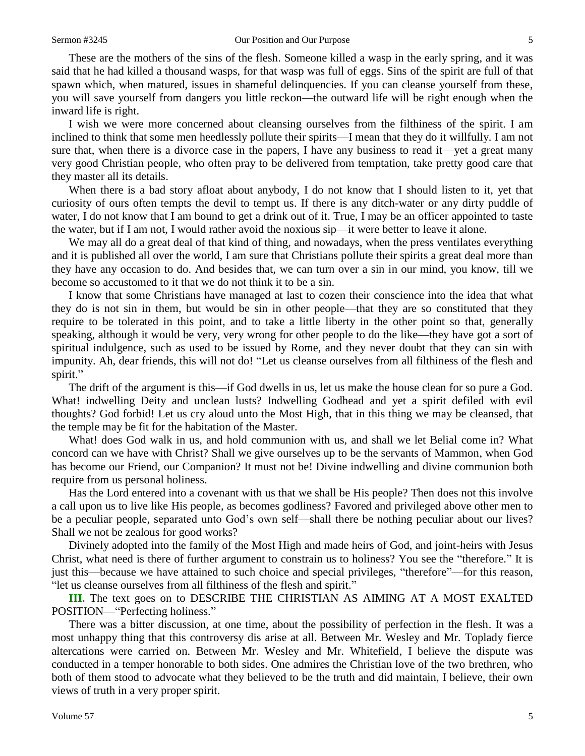These are the mothers of the sins of the flesh. Someone killed a wasp in the early spring, and it was said that he had killed a thousand wasps, for that wasp was full of eggs. Sins of the spirit are full of that spawn which, when matured, issues in shameful delinquencies. If you can cleanse yourself from these, you will save yourself from dangers you little reckon—the outward life will be right enough when the inward life is right.

I wish we were more concerned about cleansing ourselves from the filthiness of the spirit. I am inclined to think that some men heedlessly pollute their spirits—I mean that they do it willfully. I am not sure that, when there is a divorce case in the papers, I have any business to read it—yet a great many very good Christian people, who often pray to be delivered from temptation, take pretty good care that they master all its details.

When there is a bad story afloat about anybody, I do not know that I should listen to it, yet that curiosity of ours often tempts the devil to tempt us. If there is any ditch-water or any dirty puddle of water, I do not know that I am bound to get a drink out of it. True, I may be an officer appointed to taste the water, but if I am not, I would rather avoid the noxious sip—it were better to leave it alone.

We may all do a great deal of that kind of thing, and nowadays, when the press ventilates everything and it is published all over the world, I am sure that Christians pollute their spirits a great deal more than they have any occasion to do. And besides that, we can turn over a sin in our mind, you know, till we become so accustomed to it that we do not think it to be a sin.

I know that some Christians have managed at last to cozen their conscience into the idea that what they do is not sin in them, but would be sin in other people—that they are so constituted that they require to be tolerated in this point, and to take a little liberty in the other point so that, generally speaking, although it would be very, very wrong for other people to do the like—they have got a sort of spiritual indulgence, such as used to be issued by Rome, and they never doubt that they can sin with impunity. Ah, dear friends, this will not do! "Let us cleanse ourselves from all filthiness of the flesh and spirit."

The drift of the argument is this—if God dwells in us, let us make the house clean for so pure a God. What! indwelling Deity and unclean lusts? Indwelling Godhead and yet a spirit defiled with evil thoughts? God forbid! Let us cry aloud unto the Most High, that in this thing we may be cleansed, that the temple may be fit for the habitation of the Master.

What! does God walk in us, and hold communion with us, and shall we let Belial come in? What concord can we have with Christ? Shall we give ourselves up to be the servants of Mammon, when God has become our Friend, our Companion? It must not be! Divine indwelling and divine communion both require from us personal holiness.

Has the Lord entered into a covenant with us that we shall be His people? Then does not this involve a call upon us to live like His people, as becomes godliness? Favored and privileged above other men to be a peculiar people, separated unto God's own self—shall there be nothing peculiar about our lives? Shall we not be zealous for good works?

Divinely adopted into the family of the Most High and made heirs of God, and joint-heirs with Jesus Christ, what need is there of further argument to constrain us to holiness? You see the "therefore." It is just this—because we have attained to such choice and special privileges, "therefore"—for this reason, "let us cleanse ourselves from all filthiness of the flesh and spirit."

**III.** The text goes on to DESCRIBE THE CHRISTIAN AS AIMING AT A MOST EXALTED POSITION—"Perfecting holiness."

There was a bitter discussion, at one time, about the possibility of perfection in the flesh. It was a most unhappy thing that this controversy dis arise at all. Between Mr. Wesley and Mr. Toplady fierce altercations were carried on. Between Mr. Wesley and Mr. Whitefield, I believe the dispute was conducted in a temper honorable to both sides. One admires the Christian love of the two brethren, who both of them stood to advocate what they believed to be the truth and did maintain, I believe, their own views of truth in a very proper spirit.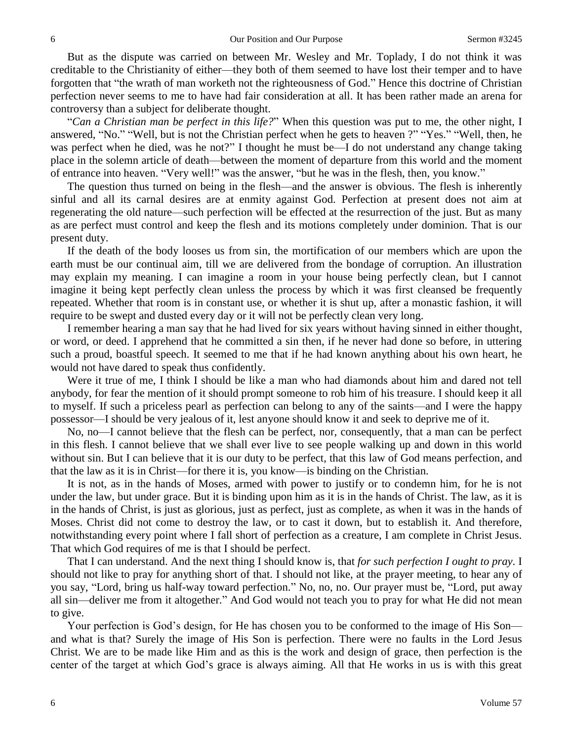But as the dispute was carried on between Mr. Wesley and Mr. Toplady, I do not think it was creditable to the Christianity of either—they both of them seemed to have lost their temper and to have forgotten that "the wrath of man worketh not the righteousness of God." Hence this doctrine of Christian perfection never seems to me to have had fair consideration at all. It has been rather made an arena for controversy than a subject for deliberate thought.

"*Can a Christian man be perfect in this life?*" When this question was put to me, the other night, I answered, "No." "Well, but is not the Christian perfect when he gets to heaven ?" "Yes." "Well, then, he was perfect when he died, was he not?" I thought he must be—I do not understand any change taking place in the solemn article of death—between the moment of departure from this world and the moment of entrance into heaven. "Very well!" was the answer, "but he was in the flesh, then, you know."

The question thus turned on being in the flesh—and the answer is obvious. The flesh is inherently sinful and all its carnal desires are at enmity against God. Perfection at present does not aim at regenerating the old nature—such perfection will be effected at the resurrection of the just. But as many as are perfect must control and keep the flesh and its motions completely under dominion. That is our present duty.

If the death of the body looses us from sin, the mortification of our members which are upon the earth must be our continual aim, till we are delivered from the bondage of corruption. An illustration may explain my meaning. I can imagine a room in your house being perfectly clean, but I cannot imagine it being kept perfectly clean unless the process by which it was first cleansed be frequently repeated. Whether that room is in constant use, or whether it is shut up, after a monastic fashion, it will require to be swept and dusted every day or it will not be perfectly clean very long.

I remember hearing a man say that he had lived for six years without having sinned in either thought, or word, or deed. I apprehend that he committed a sin then, if he never had done so before, in uttering such a proud, boastful speech. It seemed to me that if he had known anything about his own heart, he would not have dared to speak thus confidently.

Were it true of me, I think I should be like a man who had diamonds about him and dared not tell anybody, for fear the mention of it should prompt someone to rob him of his treasure. I should keep it all to myself. If such a priceless pearl as perfection can belong to any of the saints—and I were the happy possessor—I should be very jealous of it, lest anyone should know it and seek to deprive me of it.

No, no—I cannot believe that the flesh can be perfect, nor, consequently, that a man can be perfect in this flesh. I cannot believe that we shall ever live to see people walking up and down in this world without sin. But I can believe that it is our duty to be perfect, that this law of God means perfection, and that the law as it is in Christ—for there it is, you know—is binding on the Christian.

It is not, as in the hands of Moses, armed with power to justify or to condemn him, for he is not under the law, but under grace. But it is binding upon him as it is in the hands of Christ. The law, as it is in the hands of Christ, is just as glorious, just as perfect, just as complete, as when it was in the hands of Moses. Christ did not come to destroy the law, or to cast it down, but to establish it. And therefore, notwithstanding every point where I fall short of perfection as a creature, I am complete in Christ Jesus. That which God requires of me is that I should be perfect.

That I can understand. And the next thing I should know is, that *for such perfection I ought to pray*. I should not like to pray for anything short of that. I should not like, at the prayer meeting, to hear any of you say, "Lord, bring us half-way toward perfection." No, no, no. Our prayer must be, "Lord, put away all sin—deliver me from it altogether." And God would not teach you to pray for what He did not mean to give.

Your perfection is God's design, for He has chosen you to be conformed to the image of His Son—and what is that? Surely the image of His Son is perfection. There were no faults in the Lord Jesus Christ. We are to be made like Him and as this is the work and design of grace, then perfection is the center of the target at which God's grace is always aiming. All that He works in us is with this great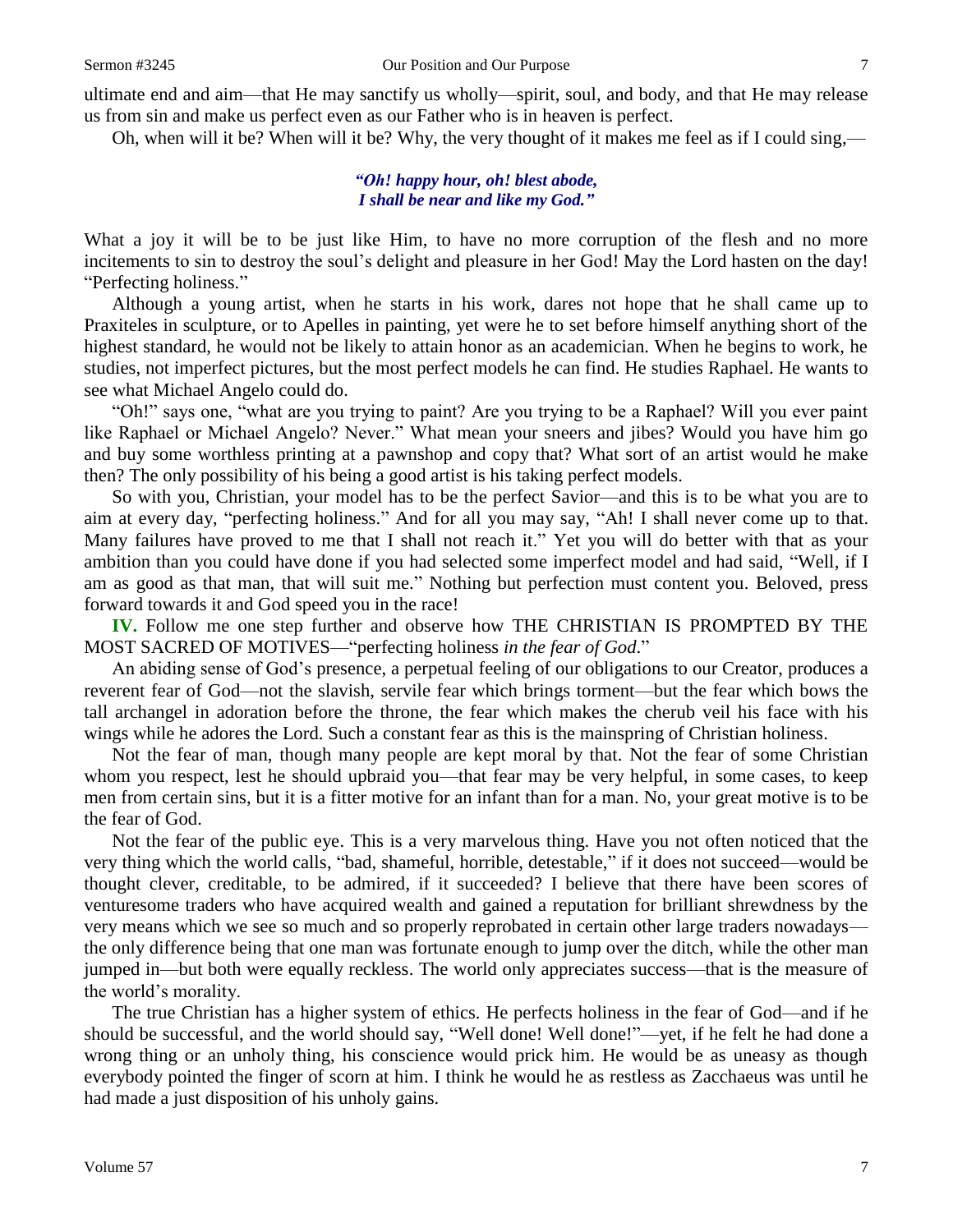ultimate end and aim—that He may sanctify us wholly—spirit, soul, and body, and that He may release us from sin and make us perfect even as our Father who is in heaven is perfect.

Oh, when will it be? When will it be? Why, the very thought of it makes me feel as if I could sing,—

> ***"Oh! happy hour, oh! blest abode,***
> ***I shall be near and like my God."***

What a joy it will be to be just like Him, to have no more corruption of the flesh and no more incitements to sin to destroy the soul's delight and pleasure in her God! May the Lord hasten on the day! "Perfecting holiness."

Although a young artist, when he starts in his work, dares not hope that he shall came up to Praxiteles in sculpture, or to Apelles in painting, yet were he to set before himself anything short of the highest standard, he would not be likely to attain honor as an academician. When he begins to work, he studies, not imperfect pictures, but the most perfect models he can find. He studies Raphael. He wants to see what Michael Angelo could do.

"Oh!" says one, "what are you trying to paint? Are you trying to be a Raphael? Will you ever paint like Raphael or Michael Angelo? Never." What mean your sneers and jibes? Would you have him go and buy some worthless printing at a pawnshop and copy that? What sort of an artist would he make then? The only possibility of his being a good artist is his taking perfect models.

So with you, Christian, your model has to be the perfect Savior—and this is to be what you are to aim at every day, "perfecting holiness." And for all you may say, "Ah! I shall never come up to that. Many failures have proved to me that I shall not reach it." Yet you will do better with that as your ambition than you could have done if you had selected some imperfect model and had said, "Well, if I am as good as that man, that will suit me." Nothing but perfection must content you. Beloved, press forward towards it and God speed you in the race!

**IV.** Follow me one step further and observe how THE CHRISTIAN IS PROMPTED BY THE MOST SACRED OF MOTIVES—"perfecting holiness *in the fear of God*."

An abiding sense of God's presence, a perpetual feeling of our obligations to our Creator, produces a reverent fear of God—not the slavish, servile fear which brings torment—but the fear which bows the tall archangel in adoration before the throne, the fear which makes the cherub veil his face with his wings while he adores the Lord. Such a constant fear as this is the mainspring of Christian holiness.

Not the fear of man, though many people are kept moral by that. Not the fear of some Christian whom you respect, lest he should upbraid you—that fear may be very helpful, in some cases, to keep men from certain sins, but it is a fitter motive for an infant than for a man. No, your great motive is to be the fear of God.

Not the fear of the public eye. This is a very marvelous thing. Have you not often noticed that the very thing which the world calls, "bad, shameful, horrible, detestable," if it does not succeed—would be thought clever, creditable, to be admired, if it succeeded? I believe that there have been scores of venturesome traders who have acquired wealth and gained a reputation for brilliant shrewdness by the very means which we see so much and so properly reprobated in certain other large traders nowadays—the only difference being that one man was fortunate enough to jump over the ditch, while the other man jumped in—but both were equally reckless. The world only appreciates success—that is the measure of the world's morality.

The true Christian has a higher system of ethics. He perfects holiness in the fear of God—and if he should be successful, and the world should say, "Well done! Well done!"—yet, if he felt he had done a wrong thing or an unholy thing, his conscience would prick him. He would be as uneasy as though everybody pointed the finger of scorn at him. I think he would he as restless as Zacchaeus was until he had made a just disposition of his unholy gains.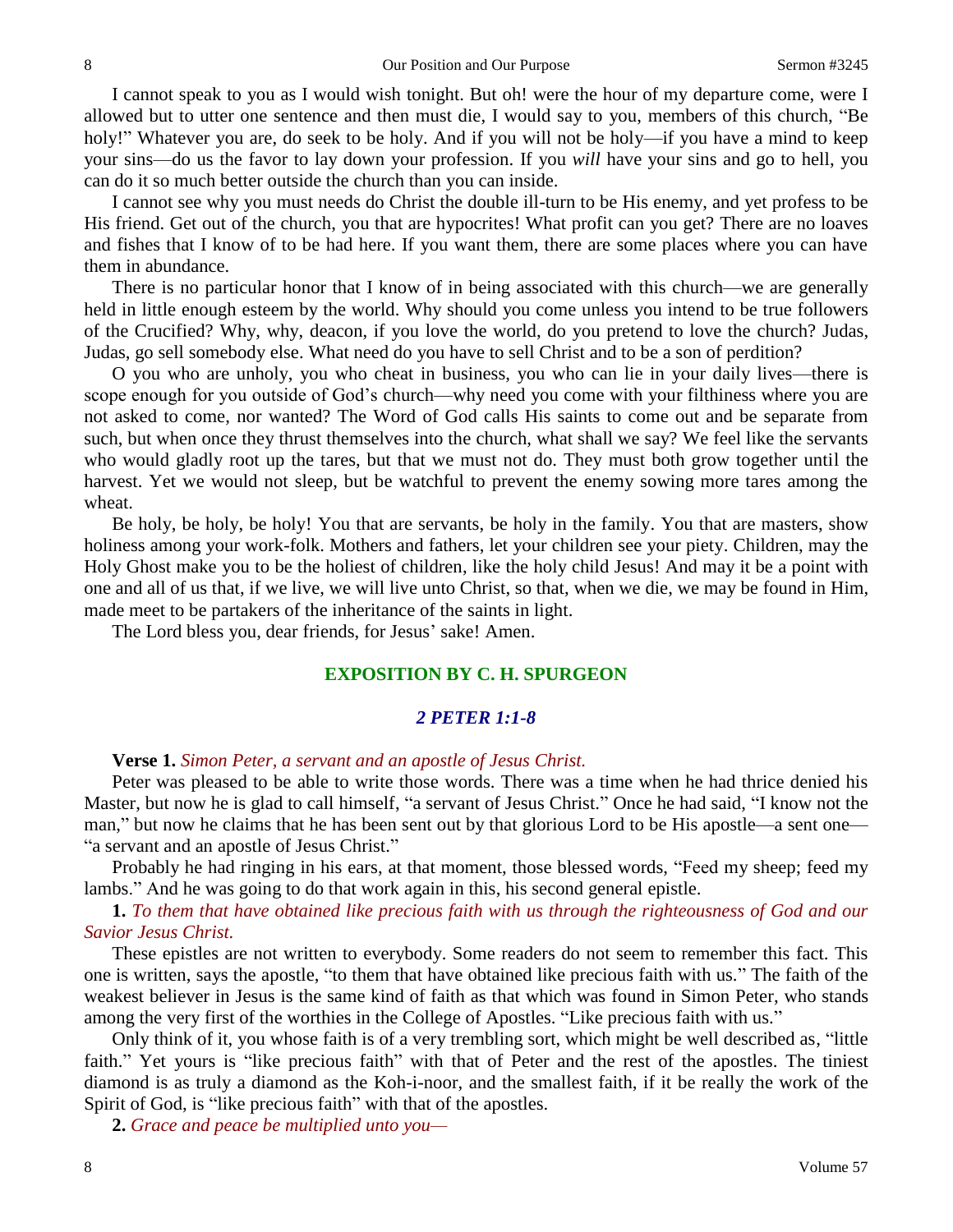I cannot speak to you as I would wish tonight. But oh! were the hour of my departure come, were I allowed but to utter one sentence and then must die, I would say to you, members of this church, "Be holy!" Whatever you are, do seek to be holy. And if you will not be holy—if you have a mind to keep your sins—do us the favor to lay down your profession. If you *will* have your sins and go to hell, you can do it so much better outside the church than you can inside.

I cannot see why you must needs do Christ the double ill-turn to be His enemy, and yet profess to be His friend. Get out of the church, you that are hypocrites! What profit can you get? There are no loaves and fishes that I know of to be had here. If you want them, there are some places where you can have them in abundance.

There is no particular honor that I know of in being associated with this church—we are generally held in little enough esteem by the world. Why should you come unless you intend to be true followers of the Crucified? Why, why, deacon, if you love the world, do you pretend to love the church? Judas, Judas, go sell somebody else. What need do you have to sell Christ and to be a son of perdition?

O you who are unholy, you who cheat in business, you who can lie in your daily lives—there is scope enough for you outside of God's church—why need you come with your filthiness where you are not asked to come, nor wanted? The Word of God calls His saints to come out and be separate from such, but when once they thrust themselves into the church, what shall we say? We feel like the servants who would gladly root up the tares, but that we must not do. They must both grow together until the harvest. Yet we would not sleep, but be watchful to prevent the enemy sowing more tares among the wheat.

Be holy, be holy, be holy! You that are servants, be holy in the family. You that are masters, show holiness among your work-folk. Mothers and fathers, let your children see your piety. Children, may the Holy Ghost make you to be the holiest of children, like the holy child Jesus! And may it be a point with one and all of us that, if we live, we will live unto Christ, so that, when we die, we may be found in Him, made meet to be partakers of the inheritance of the saints in light.

The Lord bless you, dear friends, for Jesus' sake! Amen.

## EXPOSITION BY C. H. SPURGEON

### *2 PETER 1:1-8*

**Verse 1.** *Simon Peter, a servant and an apostle of Jesus Christ.*

Peter was pleased to be able to write those words. There was a time when he had thrice denied his Master, but now he is glad to call himself, "a servant of Jesus Christ." Once he had said, "I know not the man," but now he claims that he has been sent out by that glorious Lord to be His apostle—a sent one—"a servant and an apostle of Jesus Christ."

Probably he had ringing in his ears, at that moment, those blessed words, "Feed my sheep; feed my lambs." And he was going to do that work again in this, his second general epistle.

**1.** *To them that have obtained like precious faith with us through the righteousness of God and our Savior Jesus Christ.*

These epistles are not written to everybody. Some readers do not seem to remember this fact. This one is written, says the apostle, "to them that have obtained like precious faith with us." The faith of the weakest believer in Jesus is the same kind of faith as that which was found in Simon Peter, who stands among the very first of the worthies in the College of Apostles. "Like precious faith with us."

Only think of it, you whose faith is of a very trembling sort, which might be well described as, "little faith." Yet yours is "like precious faith" with that of Peter and the rest of the apostles. The tiniest diamond is as truly a diamond as the Koh-i-noor, and the smallest faith, if it be really the work of the Spirit of God, is "like precious faith" with that of the apostles.

**2.** *Grace and peace be multiplied unto you—*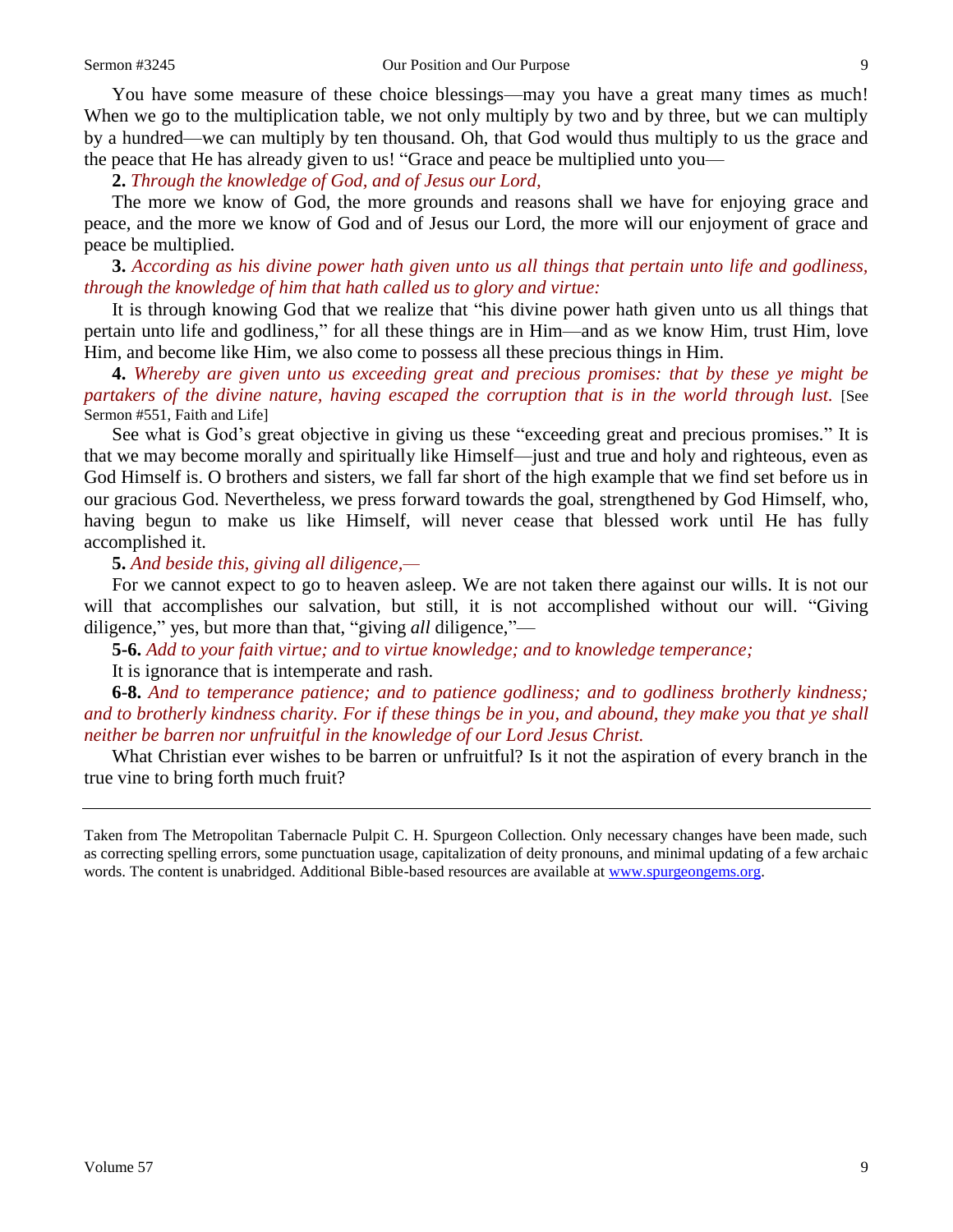You have some measure of these choice blessings—may you have a great many times as much! When we go to the multiplication table, we not only multiply by two and by three, but we can multiply by a hundred—we can multiply by ten thousand. Oh, that God would thus multiply to us the grace and the peace that He has already given to us! "Grace and peace be multiplied unto you—

**2.** *Through the knowledge of God, and of Jesus our Lord,*

The more we know of God, the more grounds and reasons shall we have for enjoying grace and peace, and the more we know of God and of Jesus our Lord, the more will our enjoyment of grace and peace be multiplied.

**3.** *According as his divine power hath given unto us all things that pertain unto life and godliness, through the knowledge of him that hath called us to glory and virtue:*

It is through knowing God that we realize that "his divine power hath given unto us all things that pertain unto life and godliness," for all these things are in Him—and as we know Him, trust Him, love Him, and become like Him, we also come to possess all these precious things in Him.

**4.** *Whereby are given unto us exceeding great and precious promises: that by these ye might be partakers of the divine nature, having escaped the corruption that is in the world through lust.* [See Sermon #551, Faith and Life]

See what is God's great objective in giving us these "exceeding great and precious promises." It is that we may become morally and spiritually like Himself—just and true and holy and righteous, even as God Himself is. O brothers and sisters, we fall far short of the high example that we find set before us in our gracious God. Nevertheless, we press forward towards the goal, strengthened by God Himself, who, having begun to make us like Himself, will never cease that blessed work until He has fully accomplished it.

**5.** *And beside this, giving all diligence,—*

For we cannot expect to go to heaven asleep. We are not taken there against our wills. It is not our will that accomplishes our salvation, but still, it is not accomplished without our will. "Giving diligence," yes, but more than that, "giving *all* diligence,"—

**5-6.** *Add to your faith virtue; and to virtue knowledge; and to knowledge temperance;*

It is ignorance that is intemperate and rash.

**6-8.** *And to temperance patience; and to patience godliness; and to godliness brotherly kindness; and to brotherly kindness charity. For if these things be in you, and abound, they make you that ye shall neither be barren nor unfruitful in the knowledge of our Lord Jesus Christ.*

What Christian ever wishes to be barren or unfruitful? Is it not the aspiration of every branch in the true vine to bring forth much fruit?

---

Taken from The Metropolitan Tabernacle Pulpit C. H. Spurgeon Collection. Only necessary changes have been made, such as correcting spelling errors, some punctuation usage, capitalization of deity pronouns, and minimal updating of a few archaic words. The content is unabridged. Additional Bible-based resources are available at [www.spurgeongems.org](http://www.spurgeongems.org).